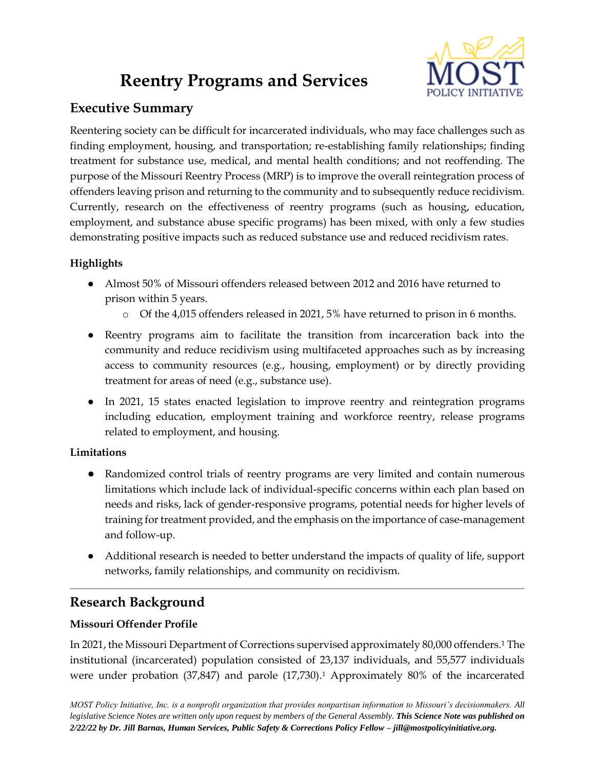# Reentry Programs and Services

## Executive Summary

Reentering society can be difficult for incarcerated individuals, who may face challenges such as finding employment, housing, and transportation; re-establishing family relationships; finding treatment for substance use, medical, and mental health conditions; and not reoffending. The purpose of the Missouri Reentry Process (MRP) is to improve the overall reintegration process of offenders leaving prison and returning to the community and to subsequently reduce recidivism. Currently, research on the effectiveness of reentry programs (such as housing, education, employment, and substance abuse specific programs) has been mixed, with only a few studies demonstrating positive impacts such as reduced substance use and reduced recidivism rates.

### Highlights

- Almost 50% of Missouri offenders released between 2012 and 2016 have returned to prison within 5 years.
    - Of the 4,015 offenders released in 2021, 5% have returned to prison in 6 months.
- Reentry programs aim to facilitate the transition from incarceration back into the community and reduce recidivism using multifaceted approaches such as by increasing access to community resources (e.g., housing, employment) or by directly providing treatment for areas of need (e.g., substance use).
- In 2021, 15 states enacted legislation to improve reentry and reintegration programs including education, employment training and workforce reentry, release programs related to employment, and housing.

### Limitations

- Randomized control trials of reentry programs are very limited and contain numerous limitations which include lack of individual-specific concerns within each plan based on needs and risks, lack of gender-responsive programs, potential needs for higher levels of training for treatment provided, and the emphasis on the importance of case-management and follow-up.
- Additional research is needed to better understand the impacts of quality of life, support networks, family relationships, and community on recidivism.

---

## Research Background

### Missouri Offender Profile

In 2021, the Missouri Department of Corrections supervised approximately 80,000 offenders.[1] The institutional (incarcerated) population consisted of 23,137 individuals, and 55,577 individuals were under probation (37,847) and parole (17,730).[1] Approximately 80% of the incarcerated

*MOST Policy Initiative, Inc. is a nonprofit organization that provides nonpartisan information to Missouri's decisionmakers. All legislative Science Notes are written only upon request by members of the General Assembly.* ***This Science Note was published on 2/22/22 by Dr. Jill Barnas, Human Services, Public Safety & Corrections Policy Fellow – jill@mostpolicyinitiative.org.***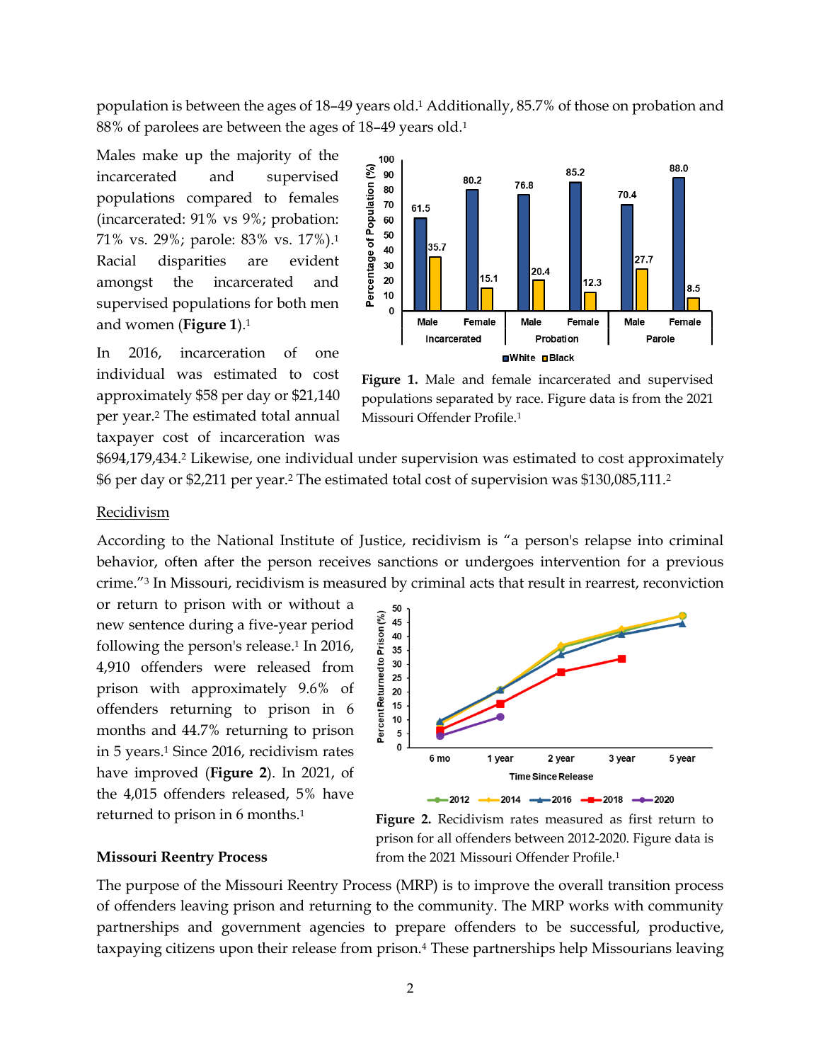population is between the ages of 18–49 years old.[1] Additionally, 85.7% of those on probation and 88% of parolees are between the ages of 18–49 years old.[1]

Males make up the majority of the incarcerated and supervised populations compared to females (incarcerated: 91% vs 9%; probation: 71% vs. 29%; parole: 83% vs. 17%).[1] Racial disparities are evident amongst the incarcerated and supervised populations for both men and women (**Figure 1**).[1]

**Figure 1.** Male and female incarcerated and supervised populations separated by race. Figure data is from the 2021 Missouri Offender Profile.[1]

In 2016, incarceration of one individual was estimated to cost approximately $58 per day or $21,140 per year.[2] The estimated total annual taxpayer cost of incarceration was $694,179,434.[2] Likewise, one individual under supervision was estimated to cost approximately $6 per day or $2,211 per year.[2] The estimated total cost of supervision was $130,085,111.[2]

## Recidivism

According to the National Institute of Justice, recidivism is "a person's relapse into criminal behavior, often after the person receives sanctions or undergoes intervention for a previous crime."[3] In Missouri, recidivism is measured by criminal acts that result in rearrest, reconviction or return to prison with or without a new sentence during a five-year period following the person's release.[1] In 2016, 4,910 offenders were released from prison with approximately 9.6% of offenders returning to prison in 6 months and 44.7% returning to prison in 5 years.[1] Since 2016, recidivism rates have improved (**Figure 2**). In 2021, of the 4,015 offenders released, 5% have returned to prison in 6 months.[1]

**Figure 2.** Recidivism rates measured as first return to prison for all offenders between 2012-2020. Figure data is from the 2021 Missouri Offender Profile.[1]

## Missouri Reentry Process

The purpose of the Missouri Reentry Process (MRP) is to improve the overall transition process of offenders leaving prison and returning to the community. The MRP works with community partnerships and government agencies to prepare offenders to be successful, productive, taxpaying citizens upon their release from prison.[4] These partnerships help Missourians leaving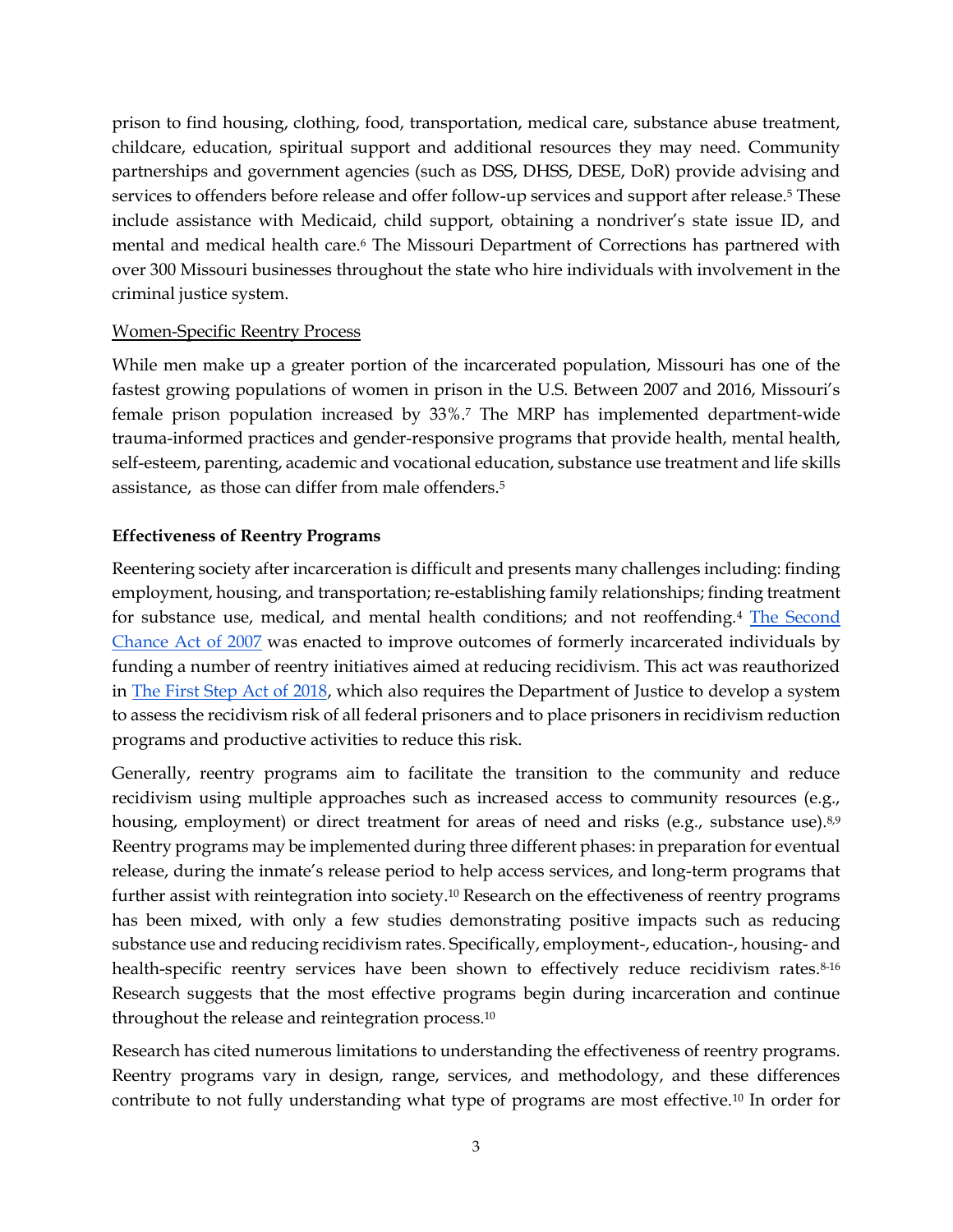prison to find housing, clothing, food, transportation, medical care, substance abuse treatment, childcare, education, spiritual support and additional resources they may need. Community partnerships and government agencies (such as DSS, DHSS, DESE, DoR) provide advising and services to offenders before release and offer follow-up services and support after release.[5] These include assistance with Medicaid, child support, obtaining a nondriver's state issue ID, and mental and medical health care.[6] The Missouri Department of Corrections has partnered with over 300 Missouri businesses throughout the state who hire individuals with involvement in the criminal justice system.

Women-Specific Reentry Process

While men make up a greater portion of the incarcerated population, Missouri has one of the fastest growing populations of women in prison in the U.S. Between 2007 and 2016, Missouri's female prison population increased by 33%.[7] The MRP has implemented department-wide trauma-informed practices and gender-responsive programs that provide health, mental health, self-esteem, parenting, academic and vocational education, substance use treatment and life skills assistance, as those can differ from male offenders.[5]

**Effectiveness of Reentry Programs**

Reentering society after incarceration is difficult and presents many challenges including: finding employment, housing, and transportation; re-establishing family relationships; finding treatment for substance use, medical, and mental health conditions; and not reoffending.[4] [The Second Chance Act of 2007] was enacted to improve outcomes of formerly incarcerated individuals by funding a number of reentry initiatives aimed at reducing recidivism. This act was reauthorized in [The First Step Act of 2018], which also requires the Department of Justice to develop a system to assess the recidivism risk of all federal prisoners and to place prisoners in recidivism reduction programs and productive activities to reduce this risk.

Generally, reentry programs aim to facilitate the transition to the community and reduce recidivism using multiple approaches such as increased access to community resources (e.g., housing, employment) or direct treatment for areas of need and risks (e.g., substance use).[8,9] Reentry programs may be implemented during three different phases: in preparation for eventual release, during the inmate's release period to help access services, and long-term programs that further assist with reintegration into society.[10] Research on the effectiveness of reentry programs has been mixed, with only a few studies demonstrating positive impacts such as reducing substance use and reducing recidivism rates. Specifically, employment-, education-, housing- and health-specific reentry services have been shown to effectively reduce recidivism rates.[8-16] Research suggests that the most effective programs begin during incarceration and continue throughout the release and reintegration process.[10]

Research has cited numerous limitations to understanding the effectiveness of reentry programs. Reentry programs vary in design, range, services, and methodology, and these differences contribute to not fully understanding what type of programs are most effective.[10] In order for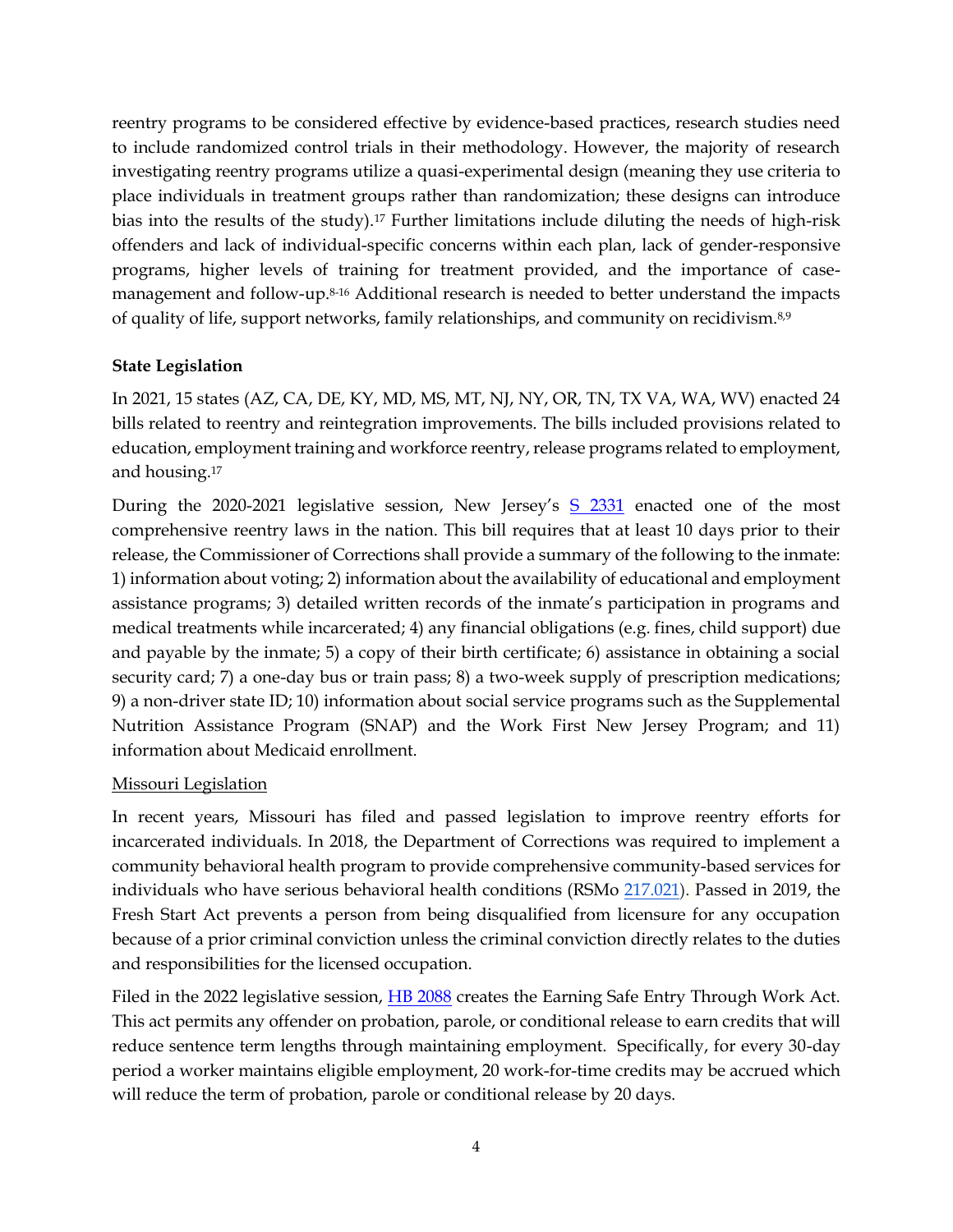reentry programs to be considered effective by evidence-based practices, research studies need to include randomized control trials in their methodology. However, the majority of research investigating reentry programs utilize a quasi-experimental design (meaning they use criteria to place individuals in treatment groups rather than randomization; these designs can introduce bias into the results of the study).[17] Further limitations include diluting the needs of high-risk offenders and lack of individual-specific concerns within each plan, lack of gender-responsive programs, higher levels of training for treatment provided, and the importance of case-management and follow-up.[8-16] Additional research is needed to better understand the impacts of quality of life, support networks, family relationships, and community on recidivism.[8,9]

**State Legislation**

In 2021, 15 states (AZ, CA, DE, KY, MD, MS, MT, NJ, NY, OR, TN, TX VA, WA, WV) enacted 24 bills related to reentry and reintegration improvements. The bills included provisions related to education, employment training and workforce reentry, release programs related to employment, and housing.[17]

During the 2020-2021 legislative session, New Jersey's S 2331 enacted one of the most comprehensive reentry laws in the nation. This bill requires that at least 10 days prior to their release, the Commissioner of Corrections shall provide a summary of the following to the inmate: 1) information about voting; 2) information about the availability of educational and employment assistance programs; 3) detailed written records of the inmate's participation in programs and medical treatments while incarcerated; 4) any financial obligations (e.g. fines, child support) due and payable by the inmate; 5) a copy of their birth certificate; 6) assistance in obtaining a social security card; 7) a one-day bus or train pass; 8) a two-week supply of prescription medications; 9) a non-driver state ID; 10) information about social service programs such as the Supplemental Nutrition Assistance Program (SNAP) and the Work First New Jersey Program; and 11) information about Medicaid enrollment.

Missouri Legislation

In recent years, Missouri has filed and passed legislation to improve reentry efforts for incarcerated individuals. In 2018, the Department of Corrections was required to implement a community behavioral health program to provide comprehensive community-based services for individuals who have serious behavioral health conditions (RSMo 217.021). Passed in 2019, the Fresh Start Act prevents a person from being disqualified from licensure for any occupation because of a prior criminal conviction unless the criminal conviction directly relates to the duties and responsibilities for the licensed occupation.

Filed in the 2022 legislative session, HB 2088 creates the Earning Safe Entry Through Work Act. This act permits any offender on probation, parole, or conditional release to earn credits that will reduce sentence term lengths through maintaining employment. Specifically, for every 30-day period a worker maintains eligible employment, 20 work-for-time credits may be accrued which will reduce the term of probation, parole or conditional release by 20 days.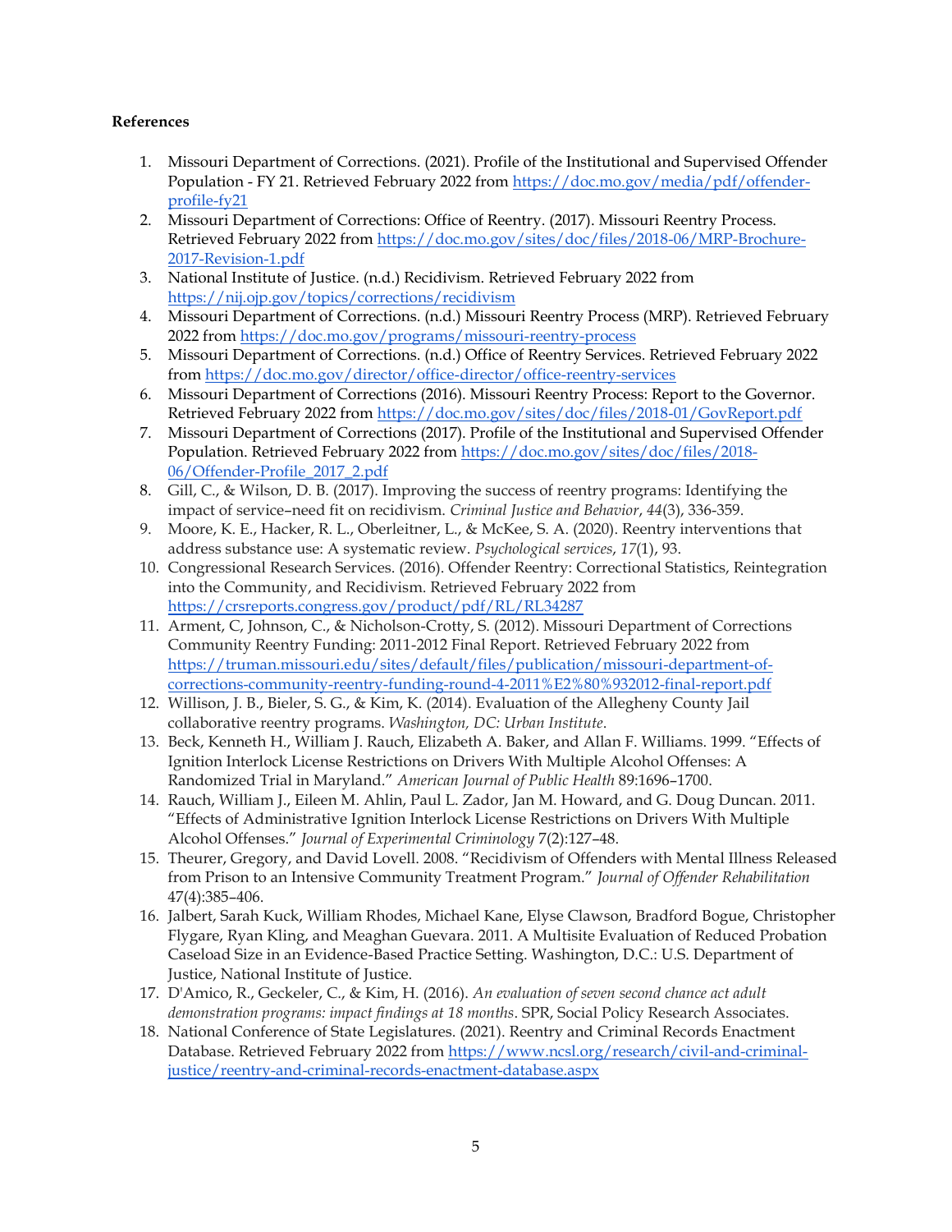**References**

1. Missouri Department of Corrections. (2021). Profile of the Institutional and Supervised Offender Population - FY 21. Retrieved February 2022 from https://doc.mo.gov/media/pdf/offender-profile-fy21
2. Missouri Department of Corrections: Office of Reentry. (2017). Missouri Reentry Process. Retrieved February 2022 from https://doc.mo.gov/sites/doc/files/2018-06/MRP-Brochure-2017-Revision-1.pdf
3. National Institute of Justice. (n.d.) Recidivism. Retrieved February 2022 from https://nij.ojp.gov/topics/corrections/recidivism
4. Missouri Department of Corrections. (n.d.) Missouri Reentry Process (MRP). Retrieved February 2022 from https://doc.mo.gov/programs/missouri-reentry-process
5. Missouri Department of Corrections. (n.d.) Office of Reentry Services. Retrieved February 2022 from https://doc.mo.gov/director/office-director/office-reentry-services
6. Missouri Department of Corrections (2016). Missouri Reentry Process: Report to the Governor. Retrieved February 2022 from https://doc.mo.gov/sites/doc/files/2018-01/GovReport.pdf
7. Missouri Department of Corrections (2017). Profile of the Institutional and Supervised Offender Population. Retrieved February 2022 from https://doc.mo.gov/sites/doc/files/2018-06/Offender-Profile_2017_2.pdf
8. Gill, C., & Wilson, D. B. (2017). Improving the success of reentry programs: Identifying the impact of service–need fit on recidivism. *Criminal Justice and Behavior*, *44*(3), 336-359.
9. Moore, K. E., Hacker, R. L., Oberleitner, L., & McKee, S. A. (2020). Reentry interventions that address substance use: A systematic review. *Psychological services*, *17*(1), 93.
10. Congressional Research Services. (2016). Offender Reentry: Correctional Statistics, Reintegration into the Community, and Recidivism. Retrieved February 2022 from https://crsreports.congress.gov/product/pdf/RL/RL34287
11. Arment, C, Johnson, C., & Nicholson-Crotty, S. (2012). Missouri Department of Corrections Community Reentry Funding: 2011-2012 Final Report. Retrieved February 2022 from https://truman.missouri.edu/sites/default/files/publication/missouri-department-of-corrections-community-reentry-funding-round-4-2011%E2%80%932012-final-report.pdf
12. Willison, J. B., Bieler, S. G., & Kim, K. (2014). Evaluation of the Allegheny County Jail collaborative reentry programs. *Washington, DC: Urban Institute*.
13. Beck, Kenneth H., William J. Rauch, Elizabeth A. Baker, and Allan F. Williams. 1999. "Effects of Ignition Interlock License Restrictions on Drivers With Multiple Alcohol Offenses: A Randomized Trial in Maryland." *American Journal of Public Health* 89:1696–1700.
14. Rauch, William J., Eileen M. Ahlin, Paul L. Zador, Jan M. Howard, and G. Doug Duncan. 2011. "Effects of Administrative Ignition Interlock License Restrictions on Drivers With Multiple Alcohol Offenses." *Journal of Experimental Criminology* 7(2):127–48.
15. Theurer, Gregory, and David Lovell. 2008. "Recidivism of Offenders with Mental Illness Released from Prison to an Intensive Community Treatment Program." *Journal of Offender Rehabilitation* 47(4):385–406.
16. Jalbert, Sarah Kuck, William Rhodes, Michael Kane, Elyse Clawson, Bradford Bogue, Christopher Flygare, Ryan Kling, and Meaghan Guevara. 2011. A Multisite Evaluation of Reduced Probation Caseload Size in an Evidence-Based Practice Setting. Washington, D.C.: U.S. Department of Justice, National Institute of Justice.
17. D'Amico, R., Geckeler, C., & Kim, H. (2016). *An evaluation of seven second chance act adult demonstration programs: impact findings at 18 months*. SPR, Social Policy Research Associates.
18. National Conference of State Legislatures. (2021). Reentry and Criminal Records Enactment Database. Retrieved February 2022 from https://www.ncsl.org/research/civil-and-criminal-justice/reentry-and-criminal-records-enactment-database.aspx